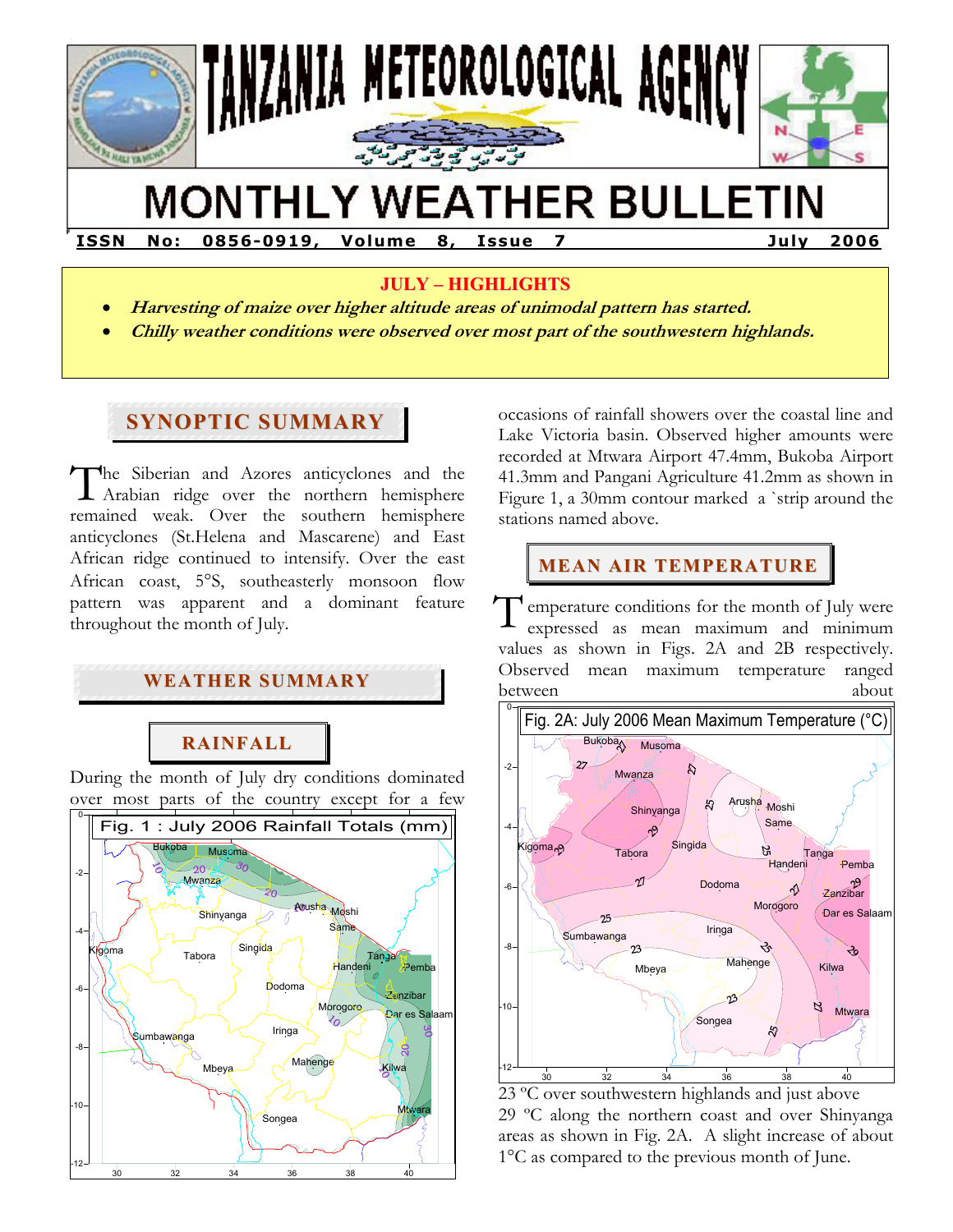# TANZANIA METEOROLOGICAL AGENCY

# MONTHLY WEATHER BULLETIN

**ISSN No: 0856-0919, Volume 8, Issue 7 July 2006**

**JULY – HIGHLIGHTS**

- ***Harvesting of maize over higher altitude areas of unimodal pattern has started.***
- ***Chilly weather conditions were observed over most part of the southwestern highlands.***

## SYNOPTIC SUMMARY

The Siberian and Azores anticyclones and the Arabian ridge over the northern hemisphere remained weak. Over the southern hemisphere anticyclones (St.Helena and Mascarene) and East African ridge continued to intensify. Over the east African coast, 5°S, southeasterly monsoon flow pattern was apparent and a dominant feature throughout the month of July.

## WEATHER SUMMARY

### RAINFALL

During the month of July dry conditions dominated over most parts of the country except for a few occasions of rainfall showers over the coastal line and Lake Victoria basin. Observed higher amounts were recorded at Mtwara Airport 47.4mm, Bukoba Airport 41.3mm and Pangani Agriculture 41.2mm as shown in Figure 1, a 30mm contour marked a `strip around the stations named above.

Fig. 1 : July 2006 Rainfall Totals (mm)

### MEAN AIR TEMPERATURE

Temperature conditions for the month of July were expressed as mean maximum and minimum values as shown in Figs. 2A and 2B respectively. Observed mean maximum temperature ranged between about 23 ºC over southwestern highlands and just above 29 ºC along the northern coast and over Shinyanga areas as shown in Fig. 2A. A slight increase of about 1°C as compared to the previous month of June.

Fig. 2A: July 2006 Mean Maximum Temperature (°C)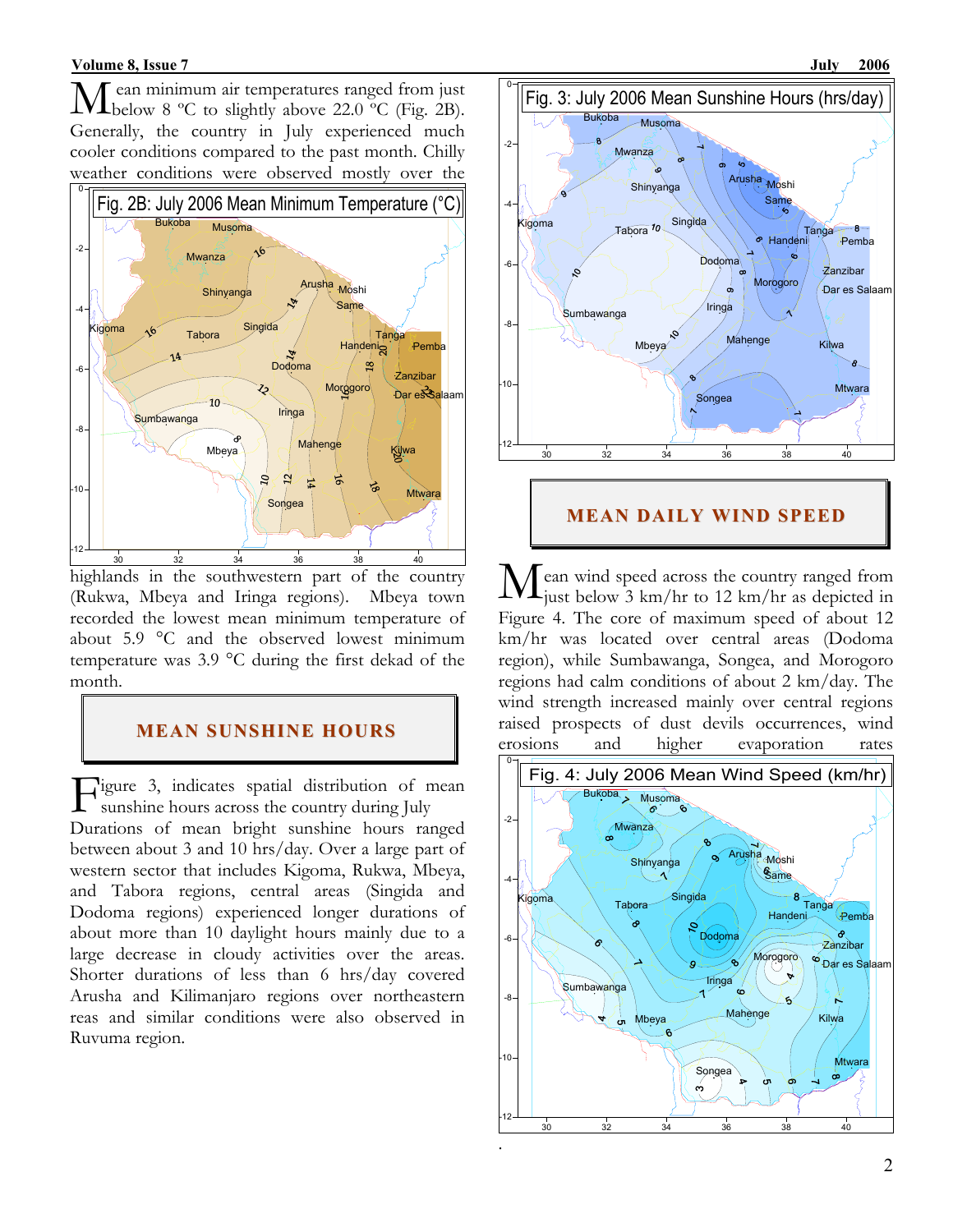Mean minimum air temperatures ranged from just below 8 ºC to slightly above 22.0 ºC (Fig. 2B). Generally, the country in July experienced much cooler conditions compared to the past month. Chilly weather conditions were observed mostly over the highlands in the southwestern part of the country (Rukwa, Mbeya and Iringa regions). Mbeya town recorded the lowest mean minimum temperature of about 5.9 °C and the observed lowest minimum temperature was 3.9 °C during the first dekad of the month.

Fig. 2B: July 2006 Mean Minimum Temperature (°C)

## MEAN SUNSHINE HOURS

Figure 3, indicates spatial distribution of mean sunshine hours across the country during July Durations of mean bright sunshine hours ranged between about 3 and 10 hrs/day. Over a large part of western sector that includes Kigoma, Rukwa, Mbeya, and Tabora regions, central areas (Singida and Dodoma regions) experienced longer durations of about more than 10 daylight hours mainly due to a large decrease in cloudy activities over the areas. Shorter durations of less than 6 hrs/day covered Arusha and Kilimanjaro regions over northeastern reas and similar conditions were also observed in Ruvuma region.

Fig. 3: July 2006 Mean Sunshine Hours (hrs/day)

## MEAN DAILY WIND SPEED

Mean wind speed across the country ranged from just below 3 km/hr to 12 km/hr as depicted in Figure 4. The core of maximum speed of about 12 km/hr was located over central areas (Dodoma region), while Sumbawanga, Songea, and Morogoro regions had calm conditions of about 2 km/day. The wind strength increased mainly over central regions raised prospects of dust devils occurrences, wind erosions and higher evaporation rates

Fig. 4: July 2006 Mean Wind Speed (km/hr)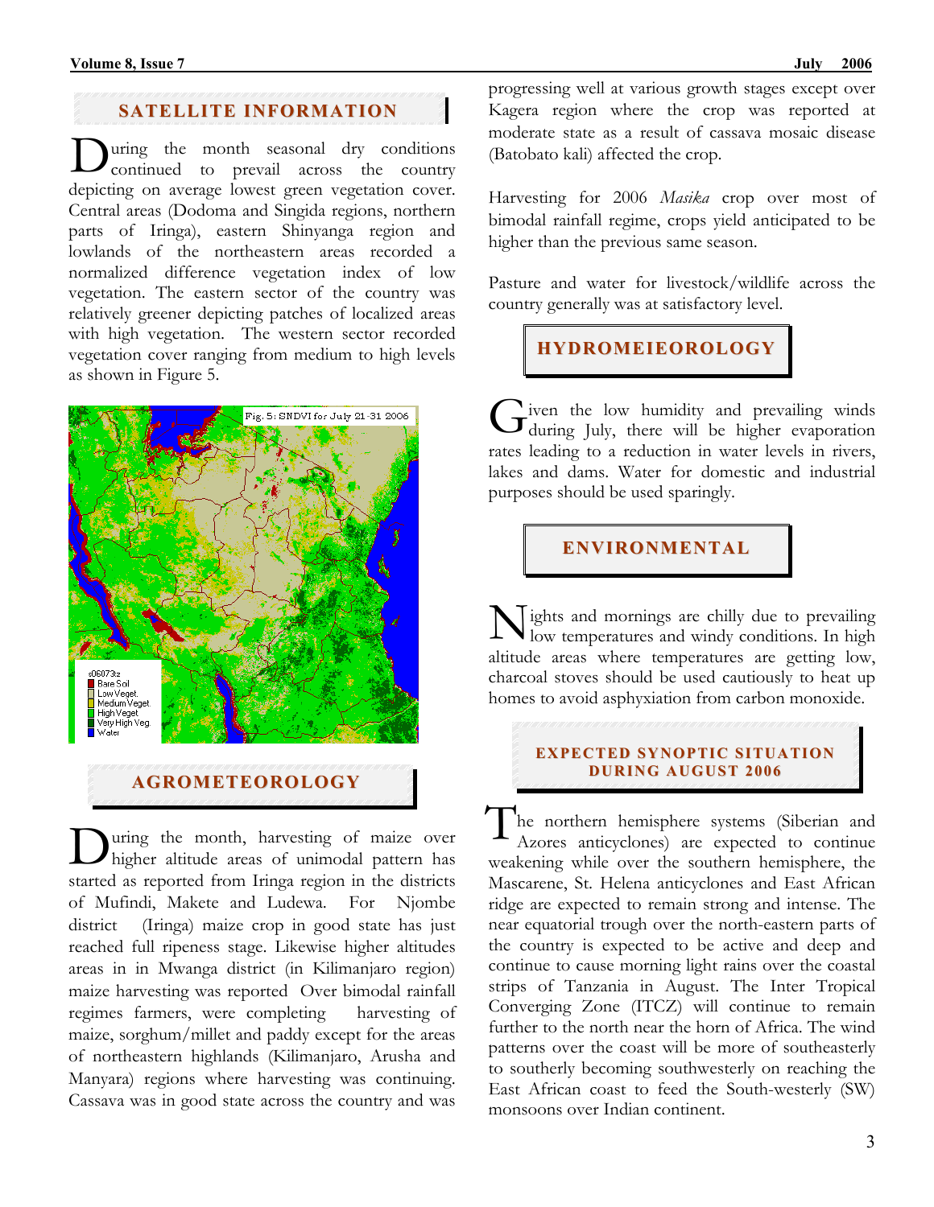## SATELLITE INFORMATION

During the month seasonal dry conditions continued to prevail across the country depicting on average lowest green vegetation cover. Central areas (Dodoma and Singida regions, northern parts of Iringa), eastern Shinyanga region and lowlands of the northeastern areas recorded a normalized difference vegetation index of low vegetation. The eastern sector of the country was relatively greener depicting patches of localized areas with high vegetation. The western sector recorded vegetation cover ranging from medium to high levels as shown in Figure 5.

Fig. 5: SNDVI for July 21-31 2006

## AGROMETEOROLOGY

During the month, harvesting of maize over higher altitude areas of unimodal pattern has started as reported from Iringa region in the districts of Mufindi, Makete and Ludewa. For Njombe district (Iringa) maize crop in good state has just reached full ripeness stage. Likewise higher altitudes areas in in Mwanga district (in Kilimanjaro region) maize harvesting was reported Over bimodal rainfall regimes farmers, were completing harvesting of maize, sorghum/millet and paddy except for the areas of northeastern highlands (Kilimanjaro, Arusha and Manyara) regions where harvesting was continuing. Cassava was in good state across the country and was progressing well at various growth stages except over Kagera region where the crop was reported at moderate state as a result of cassava mosaic disease (Batobato kali) affected the crop.

Harvesting for 2006 *Masika* crop over most of bimodal rainfall regime, crops yield anticipated to be higher than the previous same season.

Pasture and water for livestock/wildlife across the country generally was at satisfactory level.

## HYDROMEIEOROLOGY

Given the low humidity and prevailing winds during July, there will be higher evaporation rates leading to a reduction in water levels in rivers, lakes and dams. Water for domestic and industrial purposes should be used sparingly.

## ENVIRONMENTAL

Nights and mornings are chilly due to prevailing low temperatures and windy conditions. In high altitude areas where temperatures are getting low, charcoal stoves should be used cautiously to heat up homes to avoid asphyxiation from carbon monoxide.

## EXPECTED SYNOPTIC SITUATION DURING AUGUST 2006

The northern hemisphere systems (Siberian and Azores anticyclones) are expected to continue weakening while over the southern hemisphere, the Mascarene, St. Helena anticyclones and East African ridge are expected to remain strong and intense. The near equatorial trough over the north-eastern parts of the country is expected to be active and deep and continue to cause morning light rains over the coastal strips of Tanzania in August. The Inter Tropical Converging Zone (ITCZ) will continue to remain further to the north near the horn of Africa. The wind patterns over the coast will be more of southeasterly to southerly becoming southwesterly on reaching the East African coast to feed the South-westerly (SW) monsoons over Indian continent.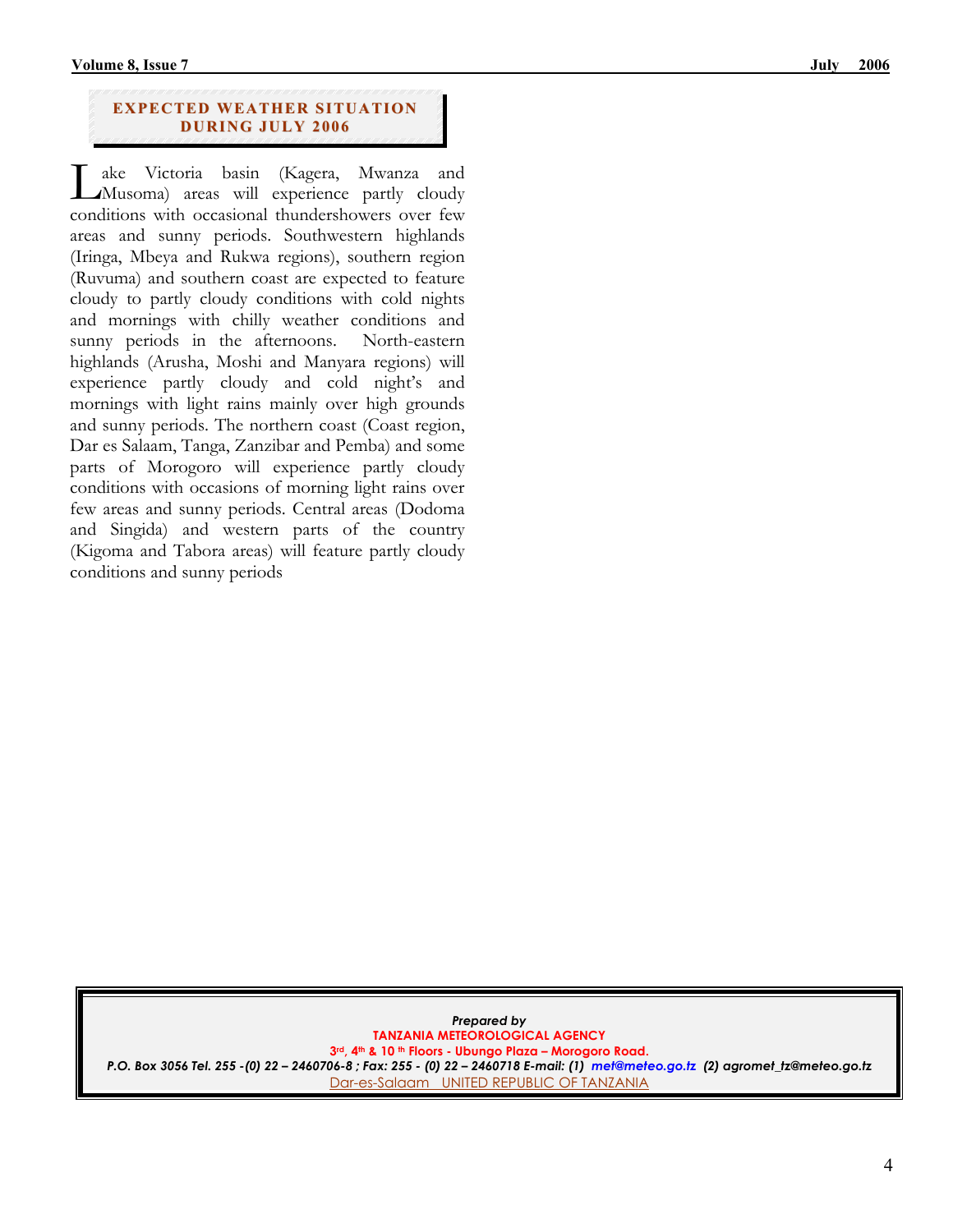## EXPECTED WEATHER SITUATION DURING JULY 2006

Lake Victoria basin (Kagera, Mwanza and Musoma) areas will experience partly cloudy conditions with occasional thundershowers over few areas and sunny periods. Southwestern highlands (Iringa, Mbeya and Rukwa regions), southern region (Ruvuma) and southern coast are expected to feature cloudy to partly cloudy conditions with cold nights and mornings with chilly weather conditions and sunny periods in the afternoons. North-eastern highlands (Arusha, Moshi and Manyara regions) will experience partly cloudy and cold night's and mornings with light rains mainly over high grounds and sunny periods. The northern coast (Coast region, Dar es Salaam, Tanga, Zanzibar and Pemba) and some parts of Morogoro will experience partly cloudy conditions with occasions of morning light rains over few areas and sunny periods. Central areas (Dodoma and Singida) and western parts of the country (Kigoma and Tabora areas) will feature partly cloudy conditions and sunny periods

*Prepared by*

**TANZANIA METEOROLOGICAL AGENCY**

**3rd, 4th & 10 th Floors - Ubungo Plaza – Morogoro Road.**

***P.O. Box 3056 Tel. 255 -(0) 22 – 2460706-8 ; Fax: 255 - (0) 22 – 2460718 E-mail: (1) met@meteo.go.tz (2) agromet_tz@meteo.go.tz***

Dar-es-Salaam UNITED REPUBLIC OF TANZANIA